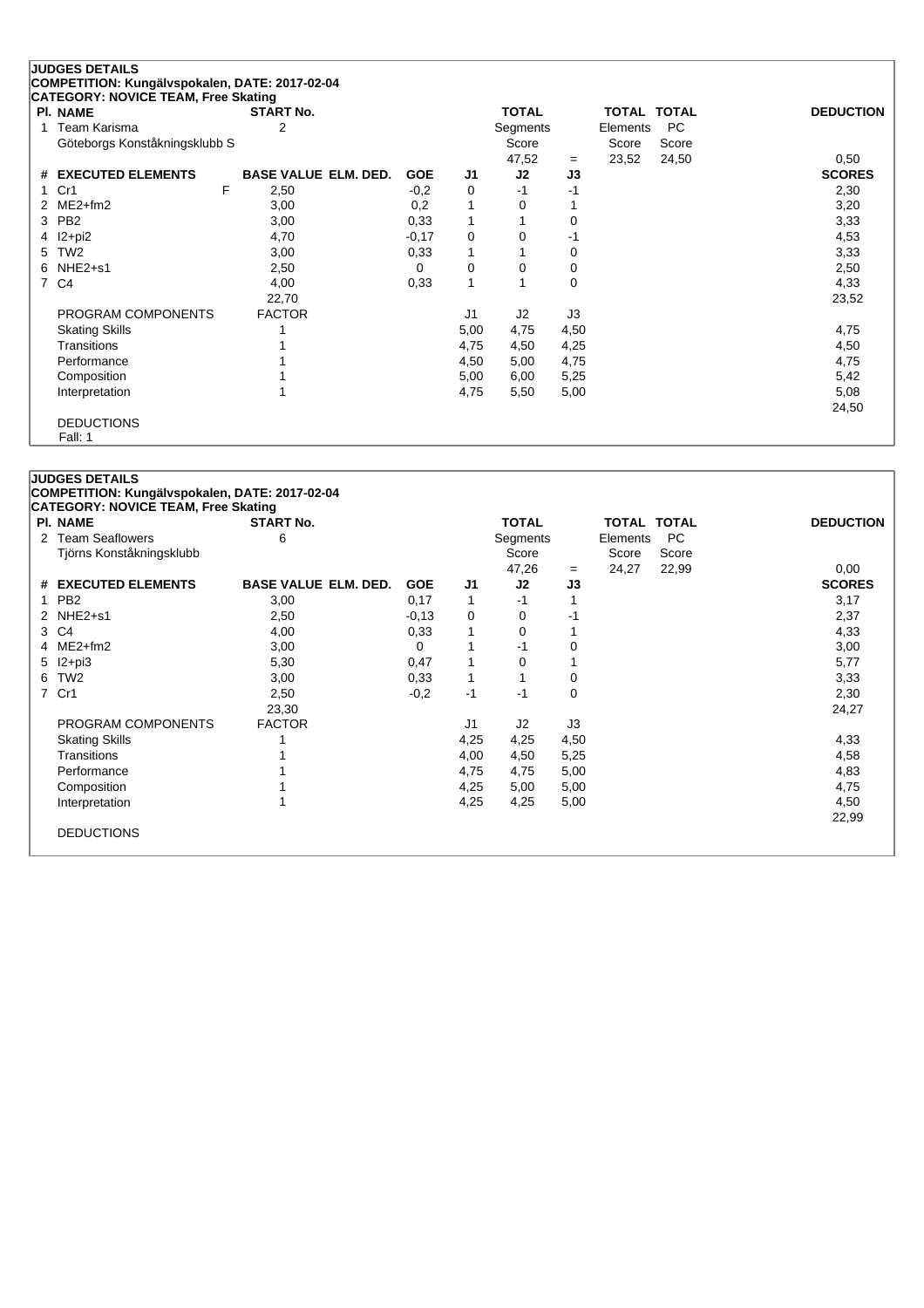**JUDGES DETAILS**

**COMPETITION: Kungälvspokalen, DATE: 2017-02-04**

**CATEGORY: NOVICE TEAM, Free Skating**

| Pl. | NAME | START No. | TOTAL Segments Score | = | TOTAL Elements Score | TOTAL PC Score | DEDUCTION |
|---|---|---|---|---|---|---|---|
| 1 | Team Karisma<br>Göteborgs Konståkningsklubb S | 2 | 47,52 | = | 23,52 | 24,50 | 0,50 |

| # | EXECUTED ELEMENTS | | BASE VALUE | ELM. DED. | GOE | J1 | J2 | J3 | SCORES |
|---|---|---|---|---|---|---|---|---|---|
| 1 | Cr1 | F | 2,50 | | -0,2 | 0 | -1 | -1 | 2,30 |
| 2 | ME2+fm2 | | 3,00 | | 0,2 | 1 | 0 | 1 | 3,20 |
| 3 | PB2 | | 3,00 | | 0,33 | 1 | 1 | 0 | 3,33 |
| 4 | I2+pi2 | | 4,70 | | -0,17 | 0 | 0 | -1 | 4,53 |
| 5 | TW2 | | 3,00 | | 0,33 | 1 | 1 | 0 | 3,33 |
| 6 | NHE2+s1 | | 2,50 | | 0 | 0 | 0 | 0 | 2,50 |
| 7 | C4 | | 4,00 | | 0,33 | 1 | 1 | 0 | 4,33 |
| | | | 22,70 | | | | | | 23,52 |

| PROGRAM COMPONENTS | FACTOR | J1 | J2 | J3 | |
|---|---|---|---|---|---|
| Skating Skills | 1 | 5,00 | 4,75 | 4,50 | 4,75 |
| Transitions | 1 | 4,75 | 4,50 | 4,25 | 4,50 |
| Performance | 1 | 4,50 | 5,00 | 4,75 | 4,75 |
| Composition | 1 | 5,00 | 6,00 | 5,25 | 5,42 |
| Interpretation | 1 | 4,75 | 5,50 | 5,00 | 5,08 |
| | | | | | 24,50 |

DEDUCTIONS

Fall: 1

**JUDGES DETAILS**

**COMPETITION: Kungälvspokalen, DATE: 2017-02-04**

**CATEGORY: NOVICE TEAM, Free Skating**

| Pl. | NAME | START No. | TOTAL Segments Score | = | TOTAL Elements Score | TOTAL PC Score | DEDUCTION |
|---|---|---|---|---|---|---|---|
| 2 | Team Seaflowers<br>Tjörns Konståkningsklubb | 6 | 47,26 | = | 24,27 | 22,99 | 0,00 |

| # | EXECUTED ELEMENTS | BASE VALUE | ELM. DED. | GOE | J1 | J2 | J3 | SCORES |
|---|---|---|---|---|---|---|---|---|
| 1 | PB2 | 3,00 | | 0,17 | 1 | -1 | 1 | 3,17 |
| 2 | NHE2+s1 | 2,50 | | -0,13 | 0 | 0 | -1 | 2,37 |
| 3 | C4 | 4,00 | | 0,33 | 1 | 0 | 1 | 4,33 |
| 4 | ME2+fm2 | 3,00 | | 0 | 1 | -1 | 0 | 3,00 |
| 5 | I2+pi3 | 5,30 | | 0,47 | 1 | 0 | 1 | 5,77 |
| 6 | TW2 | 3,00 | | 0,33 | 1 | 1 | 0 | 3,33 |
| 7 | Cr1 | 2,50 | | -0,2 | -1 | -1 | 0 | 2,30 |
| | | 23,30 | | | | | | 24,27 |

| PROGRAM COMPONENTS | FACTOR | J1 | J2 | J3 | |
|---|---|---|---|---|---|
| Skating Skills | 1 | 4,25 | 4,25 | 4,50 | 4,33 |
| Transitions | 1 | 4,00 | 4,50 | 5,25 | 4,58 |
| Performance | 1 | 4,75 | 4,75 | 5,00 | 4,83 |
| Composition | 1 | 4,25 | 5,00 | 5,00 | 4,75 |
| Interpretation | 1 | 4,25 | 4,25 | 5,00 | 4,50 |
| | | | | | 22,99 |

DEDUCTIONS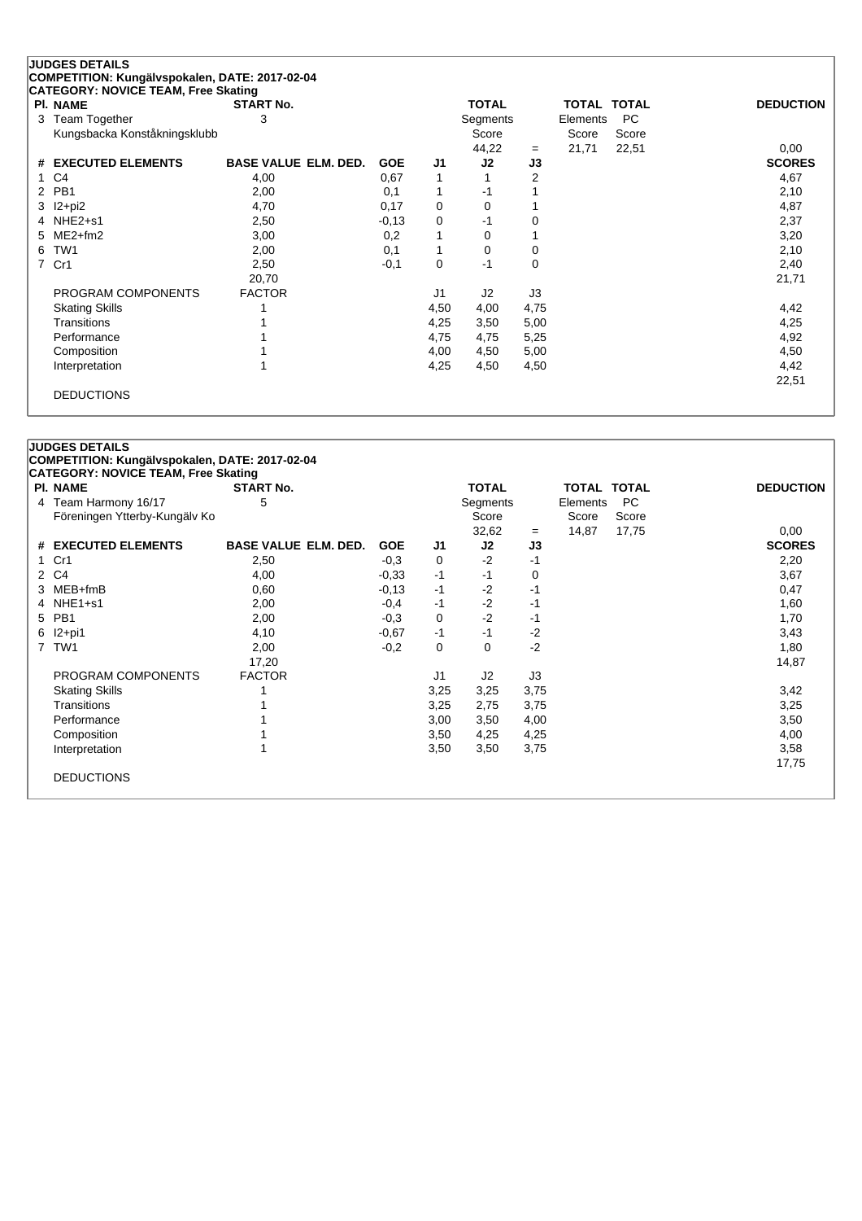**JUDGES DETAILS**
**COMPETITION: Kungälvspokalen, DATE: 2017-02-04**
**CATEGORY: NOVICE TEAM, Free Skating**

| Pl. | NAME | START No. | TOTAL Segments Score | = | TOTAL Elements Score | TOTAL PC Score | DEDUCTION |
|---|---|---|---|---|---|---|---|
| 3 | Team Together<br>Kungsbacka Konståkningsklubb | 3 | 44,22 | = | 21,71 | 22,51 | 0,00 |

| # | EXECUTED ELEMENTS | BASE VALUE | ELM. DED. | GOE | J1 | J2 | J3 | SCORES |
|---|---|---|---|---|---|---|---|---|
| 1 | C4 | 4,00 | | 0,67 | 1 | 1 | 2 | 4,67 |
| 2 | PB1 | 2,00 | | 0,1 | 1 | -1 | 1 | 2,10 |
| 3 | I2+pi2 | 4,70 | | 0,17 | 0 | 0 | 1 | 4,87 |
| 4 | NHE2+s1 | 2,50 | | -0,13 | 0 | -1 | 0 | 2,37 |
| 5 | ME2+fm2 | 3,00 | | 0,2 | 1 | 0 | 1 | 3,20 |
| 6 | TW1 | 2,00 | | 0,1 | 1 | 0 | 0 | 2,10 |
| 7 | Cr1 | 2,50 | | -0,1 | 0 | -1 | 0 | 2,40 |
| | | 20,70 | | | | | | 21,71 |

| PROGRAM COMPONENTS | FACTOR | J1 | J2 | J3 | SCORES |
|---|---|---|---|---|---|
| Skating Skills | 1 | 4,50 | 4,00 | 4,75 | 4,42 |
| Transitions | 1 | 4,25 | 3,50 | 5,00 | 4,25 |
| Performance | 1 | 4,75 | 4,75 | 5,25 | 4,92 |
| Composition | 1 | 4,00 | 4,50 | 5,00 | 4,50 |
| Interpretation | 1 | 4,25 | 4,50 | 4,50 | 4,42 |
| | | | | | 22,51 |

DEDUCTIONS

**JUDGES DETAILS**
**COMPETITION: Kungälvspokalen, DATE: 2017-02-04**
**CATEGORY: NOVICE TEAM, Free Skating**

| Pl. | NAME | START No. | TOTAL Segments Score | = | TOTAL Elements Score | TOTAL PC Score | DEDUCTION |
|---|---|---|---|---|---|---|---|
| 4 | Team Harmony 16/17<br>Föreningen Ytterby-Kungälv Ko | 5 | 32,62 | = | 14,87 | 17,75 | 0,00 |

| # | EXECUTED ELEMENTS | BASE VALUE | ELM. DED. | GOE | J1 | J2 | J3 | SCORES |
|---|---|---|---|---|---|---|---|---|
| 1 | Cr1 | 2,50 | | -0,3 | 0 | -2 | -1 | 2,20 |
| 2 | C4 | 4,00 | | -0,33 | -1 | -1 | 0 | 3,67 |
| 3 | MEB+fmB | 0,60 | | -0,13 | -1 | -2 | -1 | 0,47 |
| 4 | NHE1+s1 | 2,00 | | -0,4 | -1 | -2 | -1 | 1,60 |
| 5 | PB1 | 2,00 | | -0,3 | 0 | -2 | -1 | 1,70 |
| 6 | I2+pi1 | 4,10 | | -0,67 | -1 | -1 | -2 | 3,43 |
| 7 | TW1 | 2,00 | | -0,2 | 0 | 0 | -2 | 1,80 |
| | | 17,20 | | | | | | 14,87 |

| PROGRAM COMPONENTS | FACTOR | J1 | J2 | J3 | SCORES |
|---|---|---|---|---|---|
| Skating Skills | 1 | 3,25 | 3,25 | 3,75 | 3,42 |
| Transitions | 1 | 3,25 | 2,75 | 3,75 | 3,25 |
| Performance | 1 | 3,00 | 3,50 | 4,00 | 3,50 |
| Composition | 1 | 3,50 | 4,25 | 4,25 | 4,00 |
| Interpretation | 1 | 3,50 | 3,50 | 3,75 | 3,58 |
| | | | | | 17,75 |

DEDUCTIONS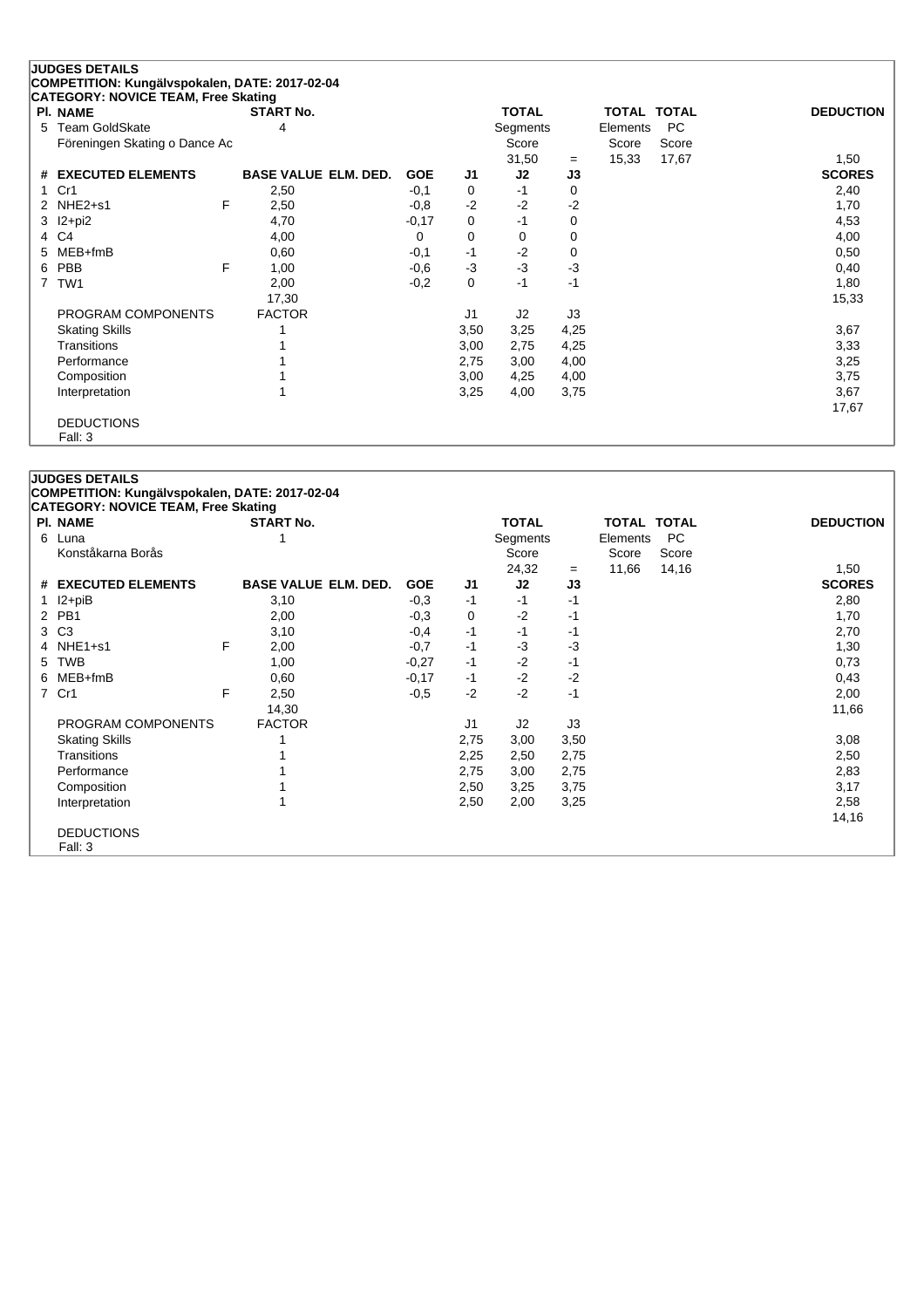**JUDGES DETAILS**
**COMPETITION: Kungälvspokalen, DATE: 2017-02-04**
**CATEGORY: NOVICE TEAM, Free Skating**

| Pl. | NAME | START No. | TOTAL Segments Score | = | TOTAL Elements Score | TOTAL PC Score | DEDUCTION |
|---|---|---|---|---|---|---|---|
| 5 | Team GoldSkate<br>Föreningen Skating o Dance Ac | 4 | 31,50 | = | 15,33 | 17,67 | 1,50 |

| # | EXECUTED ELEMENTS | | BASE VALUE | ELM. DED. | GOE | J1 | J2 | J3 | SCORES |
|---|---|---|---|---|---|---|---|---|---|
| 1 | Cr1 | | 2,50 | | -0,1 | 0 | -1 | 0 | 2,40 |
| 2 | NHE2+s1 | F | 2,50 | | -0,8 | -2 | -2 | -2 | 1,70 |
| 3 | I2+pi2 | | 4,70 | | -0,17 | 0 | -1 | 0 | 4,53 |
| 4 | C4 | | 4,00 | | 0 | 0 | 0 | 0 | 4,00 |
| 5 | MEB+fmB | | 0,60 | | -0,1 | -1 | -2 | 0 | 0,50 |
| 6 | PBB | F | 1,00 | | -0,6 | -3 | -3 | -3 | 0,40 |
| 7 | TW1 | | 2,00 | | -0,2 | 0 | -1 | -1 | 1,80 |
| | | | 17,30 | | | | | | 15,33 |

| PROGRAM COMPONENTS | FACTOR | J1 | J2 | J3 | |
|---|---|---|---|---|---|
| Skating Skills | 1 | 3,50 | 3,25 | 4,25 | 3,67 |
| Transitions | 1 | 3,00 | 2,75 | 4,25 | 3,33 |
| Performance | 1 | 2,75 | 3,00 | 4,00 | 3,25 |
| Composition | 1 | 3,00 | 4,25 | 4,00 | 3,75 |
| Interpretation | 1 | 3,25 | 4,00 | 3,75 | 3,67 |
| | | | | | 17,67 |

DEDUCTIONS
Fall: 3

**JUDGES DETAILS**
**COMPETITION: Kungälvspokalen, DATE: 2017-02-04**
**CATEGORY: NOVICE TEAM, Free Skating**

| Pl. | NAME | START No. | TOTAL Segments Score | = | TOTAL Elements Score | TOTAL PC Score | DEDUCTION |
|---|---|---|---|---|---|---|---|
| 6 | Luna<br>Konståkarna Borås | 1 | 24,32 | = | 11,66 | 14,16 | 1,50 |

| # | EXECUTED ELEMENTS | | BASE VALUE | ELM. DED. | GOE | J1 | J2 | J3 | SCORES |
|---|---|---|---|---|---|---|---|---|---|
| 1 | I2+piB | | 3,10 | | -0,3 | -1 | -1 | -1 | 2,80 |
| 2 | PB1 | | 2,00 | | -0,3 | 0 | -2 | -1 | 1,70 |
| 3 | C3 | | 3,10 | | -0,4 | -1 | -1 | -1 | 2,70 |
| 4 | NHE1+s1 | F | 2,00 | | -0,7 | -1 | -3 | -3 | 1,30 |
| 5 | TWB | | 1,00 | | -0,27 | -1 | -2 | -1 | 0,73 |
| 6 | MEB+fmB | | 0,60 | | -0,17 | -1 | -2 | -2 | 0,43 |
| 7 | Cr1 | F | 2,50 | | -0,5 | -2 | -2 | -1 | 2,00 |
| | | | 14,30 | | | | | | 11,66 |

| PROGRAM COMPONENTS | FACTOR | J1 | J2 | J3 | |
|---|---|---|---|---|---|
| Skating Skills | 1 | 2,75 | 3,00 | 3,50 | 3,08 |
| Transitions | 1 | 2,25 | 2,50 | 2,75 | 2,50 |
| Performance | 1 | 2,75 | 3,00 | 2,75 | 2,83 |
| Composition | 1 | 2,50 | 3,25 | 3,75 | 3,17 |
| Interpretation | 1 | 2,50 | 2,00 | 3,25 | 2,58 |
| | | | | | 14,16 |

DEDUCTIONS
Fall: 3